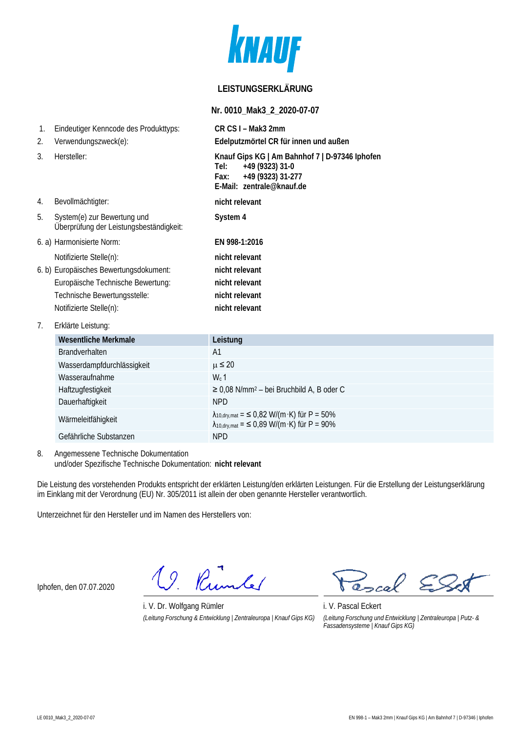KNAUF

# LEISTUNGSERKLÄRUNG

**Nr. 0010_Mak3_2_2020-07-07**

1. Eindeutiger Kenncode des Produkttyps: **CR CS I – Mak3 2mm**
2. Verwendungszweck(e): **Edelputzmörtel CR für innen und außen**
3. Hersteller: **Knauf Gips KG | Am Bahnhof 7 | D-97346 Iphofen**
   **Tel: +49 (9323) 31-0**
   **Fax: +49 (9323) 31-277**
   **E-Mail: zentrale@knauf.de**
4. Bevollmächtigter: **nicht relevant**
5. System(e) zur Bewertung und Überprüfung der Leistungsbeständigkeit: **System 4**
6. a) Harmonisierte Norm: **EN 998-1:2016**
   Notifizierte Stelle(n): **nicht relevant**
6. b) Europäisches Bewertungsdokument: **nicht relevant**
   Europäische Technische Bewertung: **nicht relevant**
   Technische Bewertungsstelle: **nicht relevant**
   Notifizierte Stelle(n): **nicht relevant**
7. Erklärte Leistung:

| **Wesentliche Merkmale** | **Leistung** |
|---|---|
| Brandverhalten | A1 |
| Wasserdampfdurchlässigkeit | $\mu \leq 20$ |
| Wasseraufnahme | $W_c$ 1 |
| Haftzugfestigkeit | ≥ 0,08 N/mm² – bei Bruchbild A, B oder C |
| Dauerhaftigkeit | NPD |
| Wärmeleitfähigkeit | $\lambda_{10,dry,mat}$ = ≤ 0,82 W/(m·K) für P = 50%<br>$\lambda_{10,dry,mat}$ = ≤ 0,89 W/(m·K) für P = 90% |
| Gefährliche Substanzen | NPD |

8. Angemessene Technische Dokumentation
   und/oder Spezifische Technische Dokumentation: **nicht relevant**

Die Leistung des vorstehenden Produkts entspricht der erklärten Leistung/den erklärten Leistungen. Für die Erstellung der Leistungserklärung im Einklang mit der Verordnung (EU) Nr. 305/2011 ist allein der oben genannte Hersteller verantwortlich.

Unterzeichnet für den Hersteller und im Namen des Herstellers von:

Iphofen, den 07.07.2020

i. V. Dr. Wolfgang Rümler
*(Leitung Forschung & Entwicklung | Zentraleuropa | Knauf Gips KG)*

i. V. Pascal Eckert
*(Leitung Forschung und Entwicklung | Zentraleuropa | Putz- & Fassadensysteme | Knauf Gips KG)*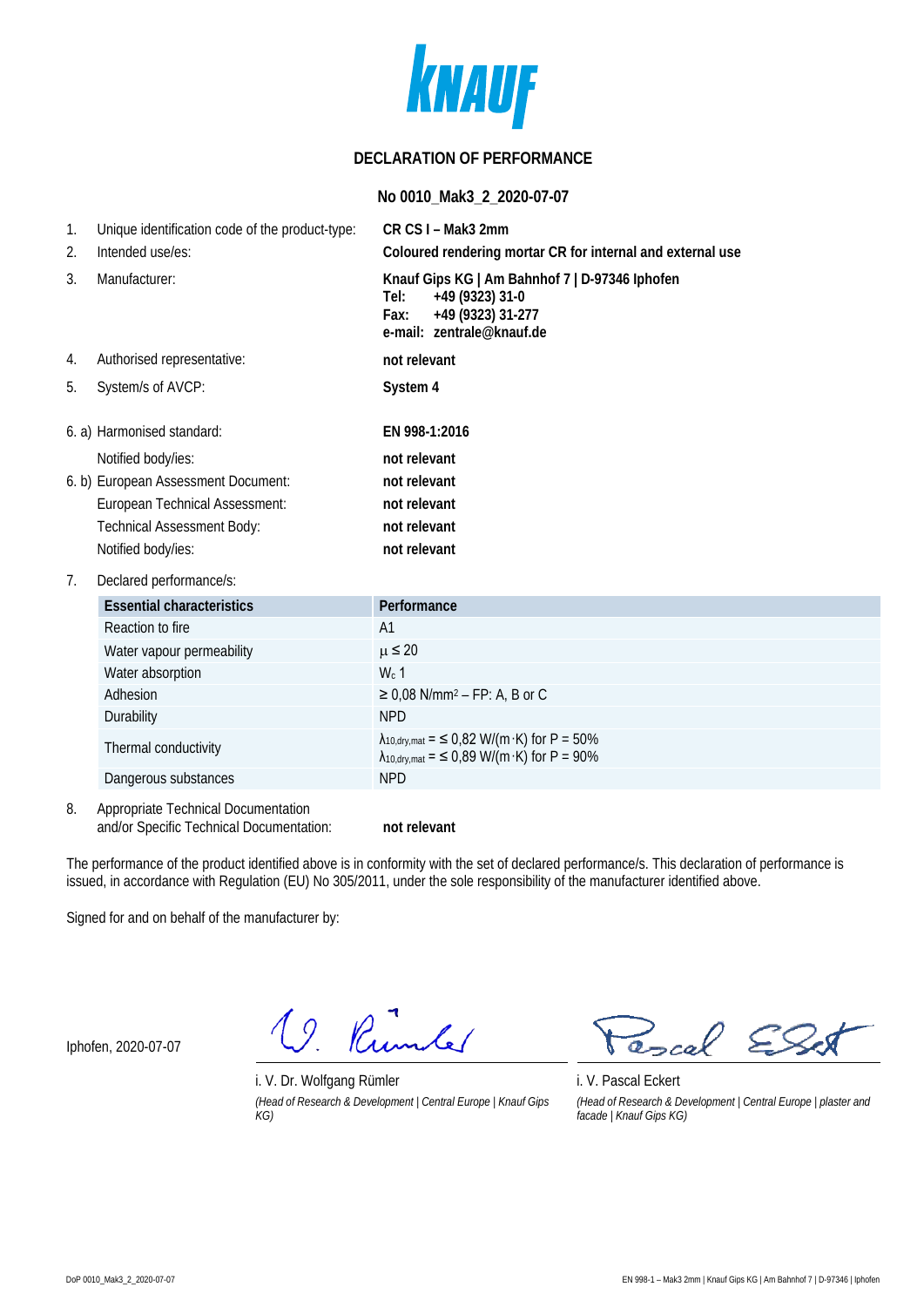KNAUF

## DECLARATION OF PERFORMANCE

**No 0010_Mak3_2_2020-07-07**

1. Unique identification code of the product-type: **CR CS I – Mak3 2mm**
2. Intended use/es: **Coloured rendering mortar CR for internal and external use**
3. Manufacturer: **Knauf Gips KG | Am Bahnhof 7 | D-97346 Iphofen**
   **Tel: +49 (9323) 31-0**
   **Fax: +49 (9323) 31-277**
   **e-mail: zentrale@knauf.de**
4. Authorised representative: **not relevant**
5. System/s of AVCP: **System 4**

6. a) Harmonised standard: **EN 998-1:2016**
   Notified body/ies: **not relevant**

6. b) European Assessment Document: **not relevant**
   European Technical Assessment: **not relevant**
   Technical Assessment Body: **not relevant**
   Notified body/ies: **not relevant**

7. Declared performance/s:

| Essential characteristics | Performance |
|---|---|
| Reaction to fire | A1 |
| Water vapour permeability | $\mu \leq 20$ |
| Water absorption | $W_c$ 1 |
| Adhesion | ≥ 0,08 N/mm² – FP: A, B or C |
| Durability | NPD |
| Thermal conductivity | $\lambda_{10,dry,mat}$ = ≤ 0,82 W/(m·K) for P = 50%<br>$\lambda_{10,dry,mat}$ = ≤ 0,89 W/(m·K) for P = 90% |
| Dangerous substances | NPD |

8. Appropriate Technical Documentation and/or Specific Technical Documentation: **not relevant**

The performance of the product identified above is in conformity with the set of declared performance/s. This declaration of performance is issued, in accordance with Regulation (EU) No 305/2011, under the sole responsibility of the manufacturer identified above.

Signed for and on behalf of the manufacturer by:

Iphofen, 2020-07-07

i. V. Dr. Wolfgang Rümler
*(Head of Research & Development | Central Europe | Knauf Gips KG)*

i. V. Pascal Eckert
*(Head of Research & Development | Central Europe | plaster and facade | Knauf Gips KG)*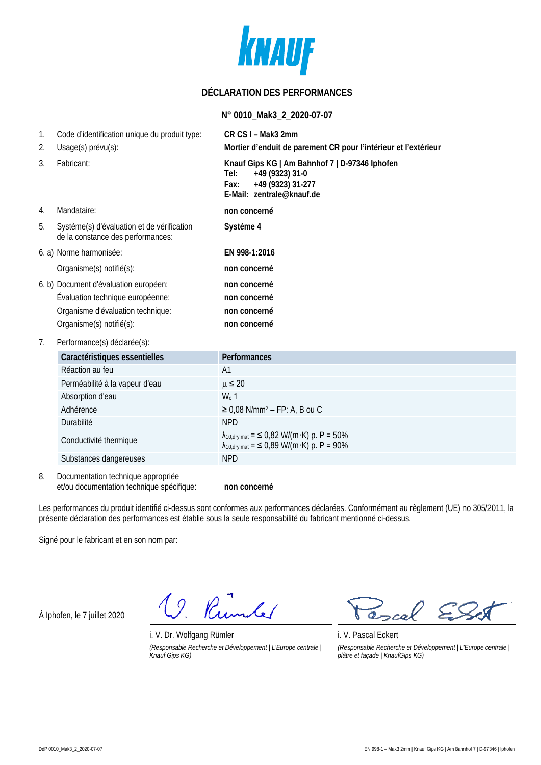KNAUF

# DÉCLARATION DES PERFORMANCES

**N° 0010_Mak3_2_2020-07-07**

1. Code d'identification unique du produit type: **CR CS I – Mak3 2mm**
2. Usage(s) prévu(s): **Mortier d'enduit de parement CR pour l'intérieur et l'extérieur**
3. Fabricant: **Knauf Gips KG | Am Bahnhof 7 | D-97346 Iphofen**
   **Tel: +49 (9323) 31-0**
   **Fax: +49 (9323) 31-277**
   **E-Mail: zentrale@knauf.de**
4. Mandataire: **non concerné**
5. Système(s) d'évaluation et de vérification de la constance des performances: **Système 4**

6. a) Norme harmonisée: **EN 998-1:2016**
   Organisme(s) notifié(s): **non concerné**

6. b) Document d'évaluation européen: **non concerné**
   Évaluation technique européenne: **non concerné**
   Organisme d'évaluation technique: **non concerné**
   Organisme(s) notifié(s): **non concerné**

7. Performance(s) déclarée(s):

| Caractéristiques essentielles | Performances |
|---|---|
| Réaction au feu | A1 |
| Perméabilité à la vapeur d'eau | $\mu \leq 20$ |
| Absorption d'eau | $W_c$ 1 |
| Adhérence | ≥ 0,08 N/mm² – FP: A, B ou C |
| Durabilité | NPD |
| Conductivité thermique | $\lambda_{10,dry,mat}$ = ≤ 0,82 W/(m·K) p. P = 50%<br>$\lambda_{10,dry,mat}$ = ≤ 0,89 W/(m·K) p. P = 90% |
| Substances dangereuses | NPD |

8. Documentation technique appropriée et/ou documentation technique spécifique: **non concerné**

Les performances du produit identifié ci-dessus sont conformes aux performances déclarées. Conformément au règlement (UE) no 305/2011, la présente déclaration des performances est établie sous la seule responsabilité du fabricant mentionné ci-dessus.

Signé pour le fabricant et en son nom par:

À Iphofen, le 7 juillet 2020

i. V. Dr. Wolfgang Rümler
*(Responsable Recherche et Développement | L'Europe centrale | Knauf Gips KG)*

i. V. Pascal Eckert
*(Responsable Recherche et Développement | L'Europe centrale | plâtre et façade | KnaufGips KG)*